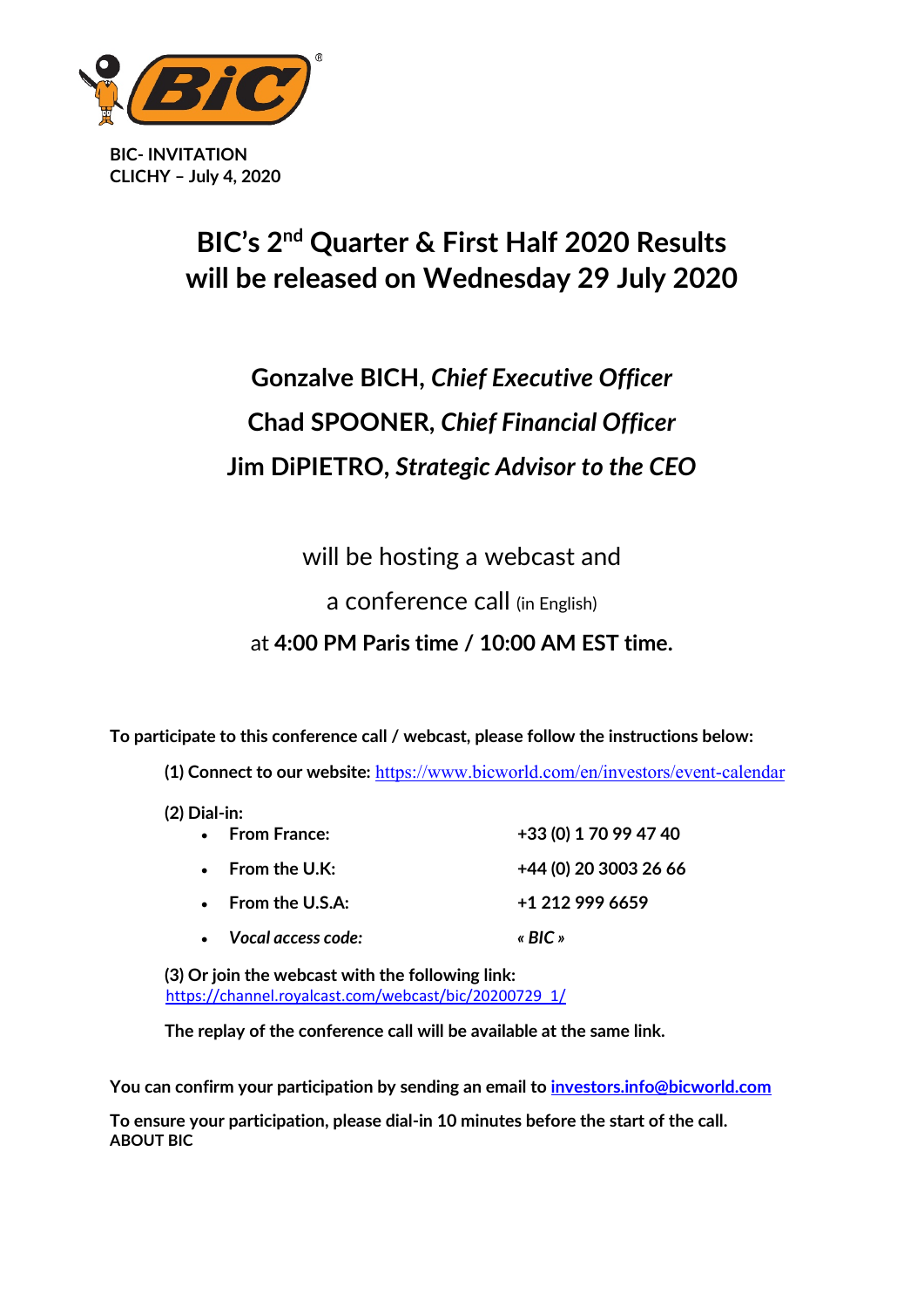**BIC- INVITATION**
**CLICHY – July 4, 2020**

# BIC's 2nd Quarter & First Half 2020 Results will be released on Wednesday 29 July 2020

**Gonzalve BICH,** ***Chief Executive Officer***

**Chad SPOONER,** ***Chief Financial Officer***

**Jim DiPIETRO,** ***Strategic Advisor to the CEO***

will be hosting a webcast and

a conference call (in English)

at **4:00 PM Paris time / 10:00 AM EST time.**

**To participate to this conference call / webcast, please follow the instructions below:**

**(1) Connect to our website:** https://www.bicworld.com/en/investors/event-calendar

**(2) Dial-in:**

- **From France:** **+33 (0) 1 70 99 47 40**
- **From the U.K:** **+44 (0) 20 3003 26 66**
- **From the U.S.A:** **+1 212 999 6659**
- ***Vocal access code:*** ***« BIC »***

**(3) Or join the webcast with the following link:**
https://channel.royalcast.com/webcast/bic/20200729_1/

**The replay of the conference call will be available at the same link.**

**You can confirm your participation by sending an email to** **investors.info@bicworld.com**

**To ensure your participation, please dial-in 10 minutes before the start of the call.**

**ABOUT BIC**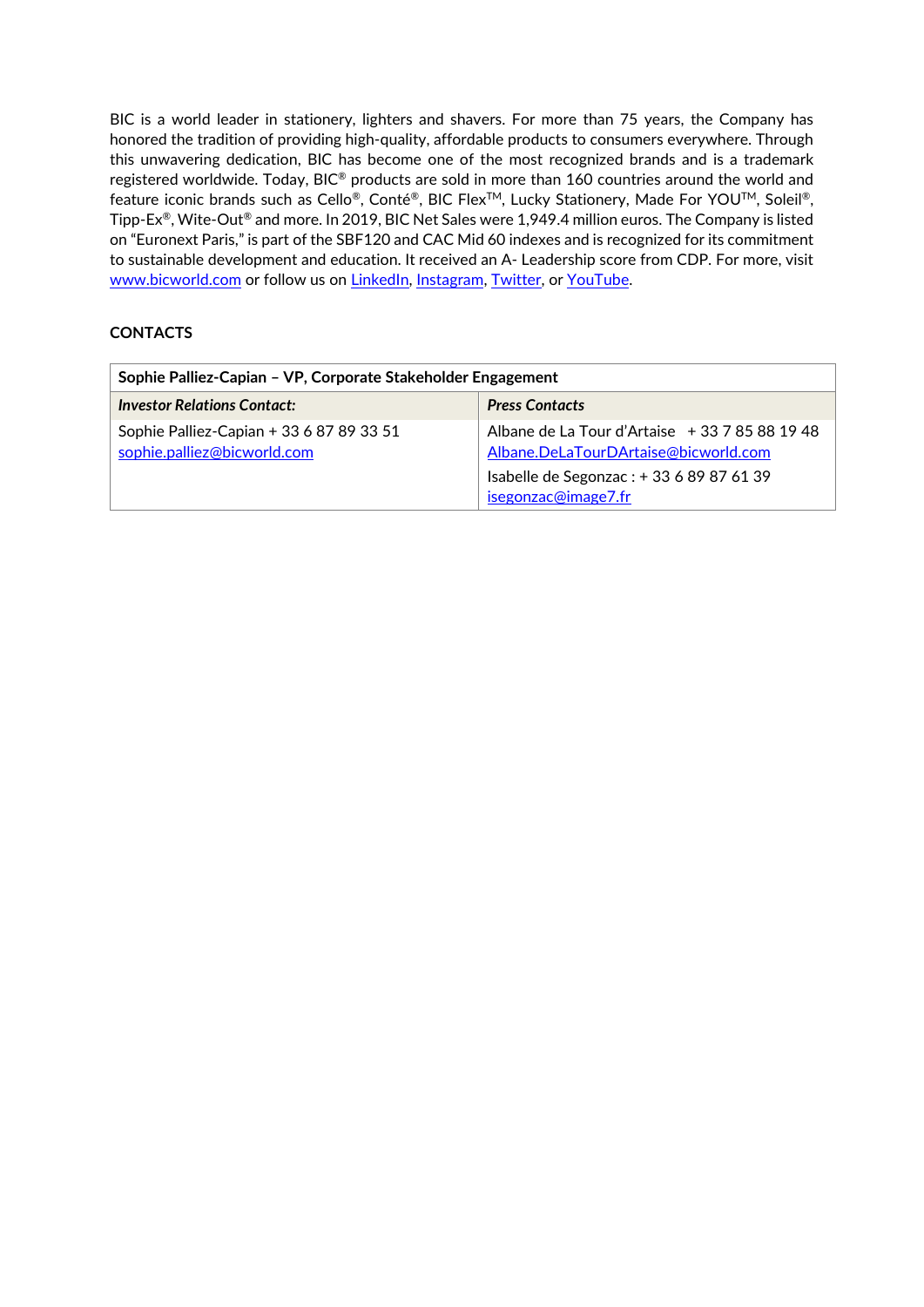BIC is a world leader in stationery, lighters and shavers. For more than 75 years, the Company has honored the tradition of providing high-quality, affordable products to consumers everywhere. Through this unwavering dedication, BIC has become one of the most recognized brands and is a trademark registered worldwide. Today, BIC® products are sold in more than 160 countries around the world and feature iconic brands such as Cello®, Conté®, BIC Flex™, Lucky Stationery, Made For YOU™, Soleil®, Tipp-Ex®, Wite-Out® and more. In 2019, BIC Net Sales were 1,949.4 million euros. The Company is listed on "Euronext Paris," is part of the SBF120 and CAC Mid 60 indexes and is recognized for its commitment to sustainable development and education. It received an A- Leadership score from CDP. For more, visit www.bicworld.com or follow us on LinkedIn, Instagram, Twitter, or YouTube.

**CONTACTS**

| **Sophie Palliez-Capian – VP, Corporate Stakeholder Engagement** | |
|---|---|
| ***Investor Relations Contact:*** | ***Press Contacts*** |
| Sophie Palliez-Capian + 33 6 87 89 33 51<br>sophie.palliez@bicworld.com | Albane de La Tour d'Artaise + 33 7 85 88 19 48<br>Albane.DeLaTourDArtaise@bicworld.com<br>Isabelle de Segonzac : + 33 6 89 87 61 39<br>isegonzac@image7.fr |